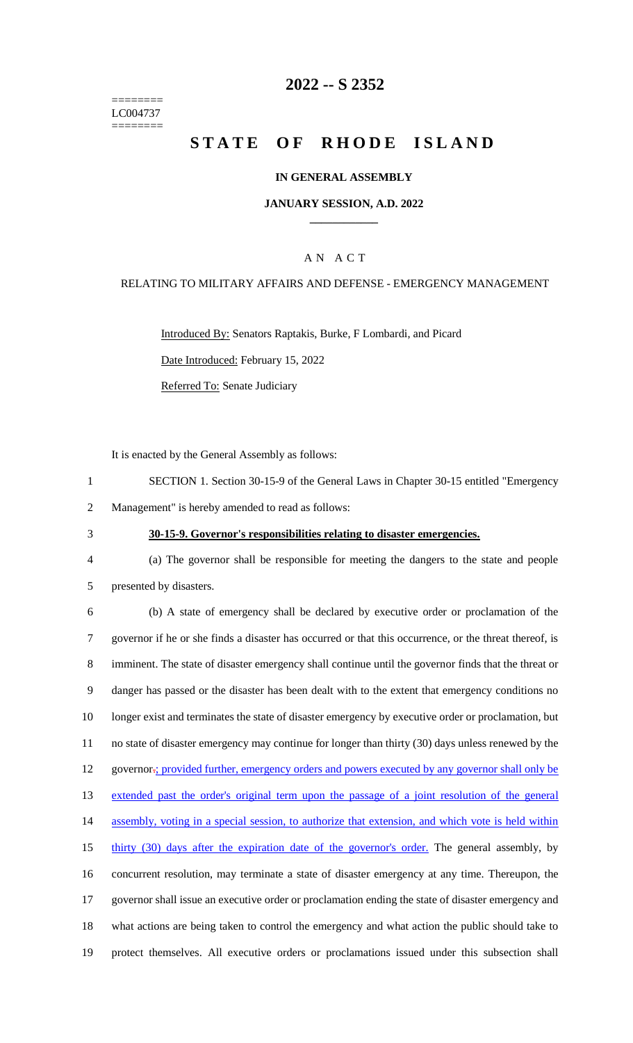========
LC004737
========

# 2022 -- S 2352

# STATE OF RHODE ISLAND

## IN GENERAL ASSEMBLY

### JANUARY SESSION, A.D. 2022

### A N A C T

RELATING TO MILITARY AFFAIRS AND DEFENSE - EMERGENCY MANAGEMENT

Introduced By: Senators Raptakis, Burke, F Lombardi, and Picard

Date Introduced: February 15, 2022

Referred To: Senate Judiciary

It is enacted by the General Assembly as follows:

1 SECTION 1. Section 30-15-9 of the General Laws in Chapter 30-15 entitled "Emergency
2 Management" is hereby amended to read as follows:

3 **30-15-9. Governor's responsibilities relating to disaster emergencies.**

4 (a) The governor shall be responsible for meeting the dangers to the state and people
5 presented by disasters.

6 (b) A state of emergency shall be declared by executive order or proclamation of the
7 governor if he or she finds a disaster has occurred or that this occurrence, or the threat thereof, is
8 imminent. The state of disaster emergency shall continue until the governor finds that the threat or
9 danger has passed or the disaster has been dealt with to the extent that emergency conditions no
10 longer exist and terminates the state of disaster emergency by executive order or proclamation, but
11 no state of disaster emergency may continue for longer than thirty (30) days unless renewed by the
12 governor~~.~~; provided further, emergency orders and powers executed by any governor shall only be
13 extended past the order's original term upon the passage of a joint resolution of the general
14 assembly, voting in a special session, to authorize that extension, and which vote is held within
15 thirty (30) days after the expiration date of the governor's order. The general assembly, by
16 concurrent resolution, may terminate a state of disaster emergency at any time. Thereupon, the
17 governor shall issue an executive order or proclamation ending the state of disaster emergency and
18 what actions are being taken to control the emergency and what action the public should take to
19 protect themselves. All executive orders or proclamations issued under this subsection shall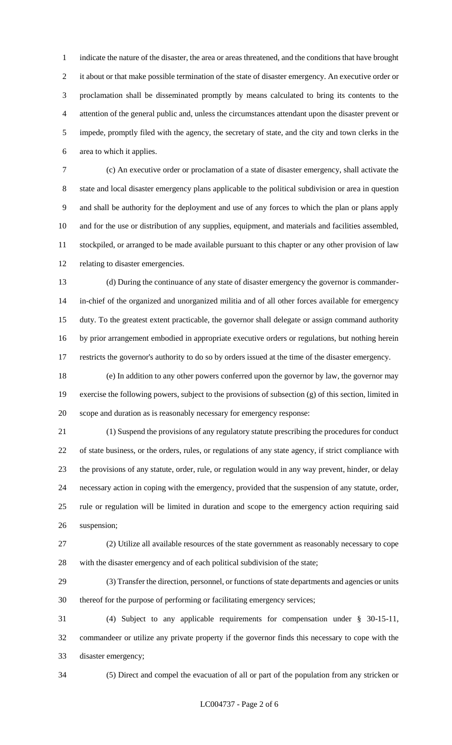indicate the nature of the disaster, the area or areas threatened, and the conditions that have brought it about or that make possible termination of the state of disaster emergency. An executive order or proclamation shall be disseminated promptly by means calculated to bring its contents to the attention of the general public and, unless the circumstances attendant upon the disaster prevent or impede, promptly filed with the agency, the secretary of state, and the city and town clerks in the area to which it applies.

(c) An executive order or proclamation of a state of disaster emergency, shall activate the state and local disaster emergency plans applicable to the political subdivision or area in question and shall be authority for the deployment and use of any forces to which the plan or plans apply and for the use or distribution of any supplies, equipment, and materials and facilities assembled, stockpiled, or arranged to be made available pursuant to this chapter or any other provision of law relating to disaster emergencies.

(d) During the continuance of any state of disaster emergency the governor is commander-in-chief of the organized and unorganized militia and of all other forces available for emergency duty. To the greatest extent practicable, the governor shall delegate or assign command authority by prior arrangement embodied in appropriate executive orders or regulations, but nothing herein restricts the governor's authority to do so by orders issued at the time of the disaster emergency.

(e) In addition to any other powers conferred upon the governor by law, the governor may exercise the following powers, subject to the provisions of subsection (g) of this section, limited in scope and duration as is reasonably necessary for emergency response:

(1) Suspend the provisions of any regulatory statute prescribing the procedures for conduct of state business, or the orders, rules, or regulations of any state agency, if strict compliance with the provisions of any statute, order, rule, or regulation would in any way prevent, hinder, or delay necessary action in coping with the emergency, provided that the suspension of any statute, order, rule or regulation will be limited in duration and scope to the emergency action requiring said suspension;

(2) Utilize all available resources of the state government as reasonably necessary to cope with the disaster emergency and of each political subdivision of the state;

(3) Transfer the direction, personnel, or functions of state departments and agencies or units thereof for the purpose of performing or facilitating emergency services;

(4) Subject to any applicable requirements for compensation under § 30-15-11, commandeer or utilize any private property if the governor finds this necessary to cope with the disaster emergency;

(5) Direct and compel the evacuation of all or part of the population from any stricken or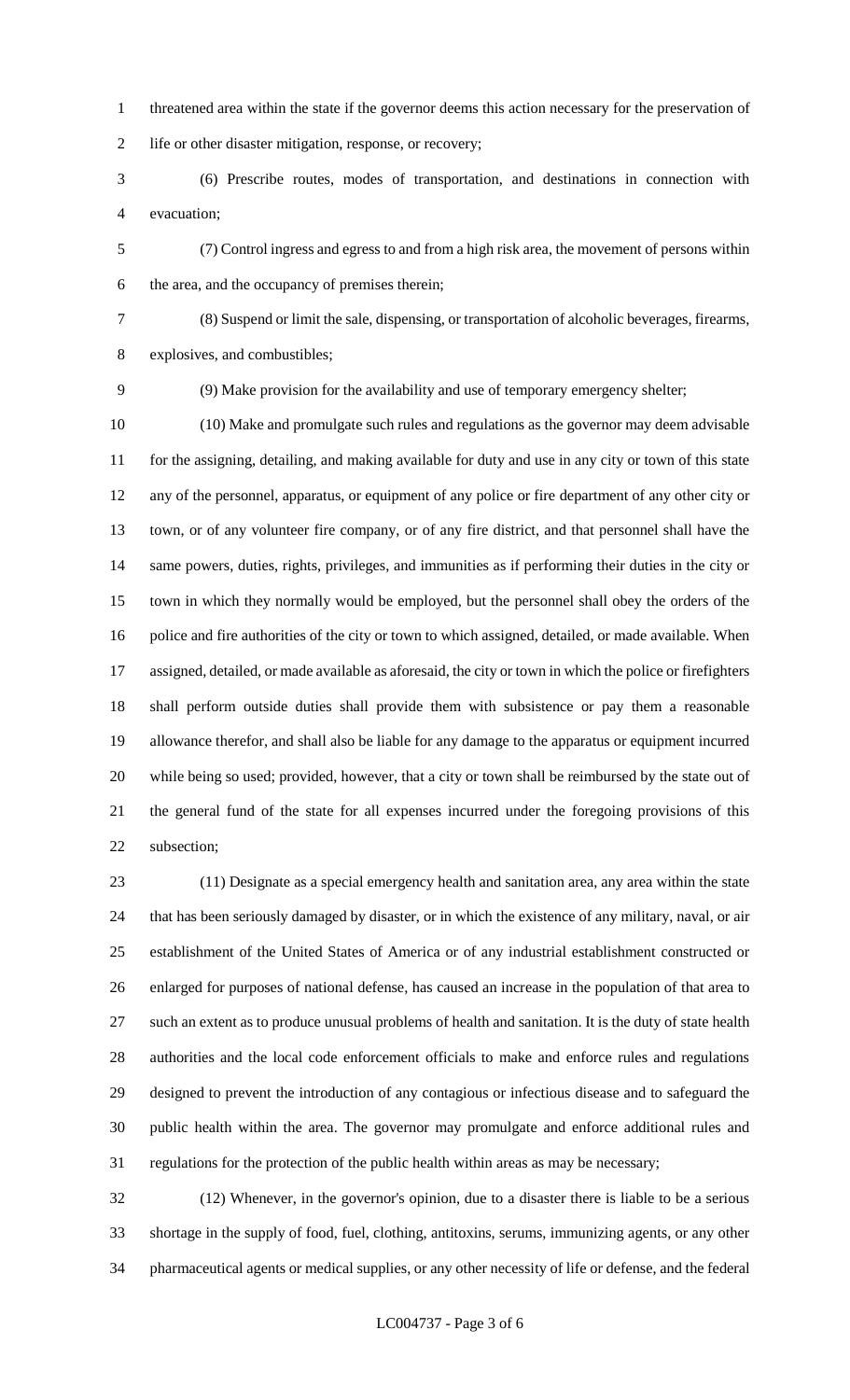threatened area within the state if the governor deems this action necessary for the preservation of life or other disaster mitigation, response, or recovery;

(6) Prescribe routes, modes of transportation, and destinations in connection with evacuation;

(7) Control ingress and egress to and from a high risk area, the movement of persons within the area, and the occupancy of premises therein;

(8) Suspend or limit the sale, dispensing, or transportation of alcoholic beverages, firearms, explosives, and combustibles;

(9) Make provision for the availability and use of temporary emergency shelter;

(10) Make and promulgate such rules and regulations as the governor may deem advisable for the assigning, detailing, and making available for duty and use in any city or town of this state any of the personnel, apparatus, or equipment of any police or fire department of any other city or town, or of any volunteer fire company, or of any fire district, and that personnel shall have the same powers, duties, rights, privileges, and immunities as if performing their duties in the city or town in which they normally would be employed, but the personnel shall obey the orders of the police and fire authorities of the city or town to which assigned, detailed, or made available. When assigned, detailed, or made available as aforesaid, the city or town in which the police or firefighters shall perform outside duties shall provide them with subsistence or pay them a reasonable allowance therefor, and shall also be liable for any damage to the apparatus or equipment incurred while being so used; provided, however, that a city or town shall be reimbursed by the state out of the general fund of the state for all expenses incurred under the foregoing provisions of this subsection;

(11) Designate as a special emergency health and sanitation area, any area within the state that has been seriously damaged by disaster, or in which the existence of any military, naval, or air establishment of the United States of America or of any industrial establishment constructed or enlarged for purposes of national defense, has caused an increase in the population of that area to such an extent as to produce unusual problems of health and sanitation. It is the duty of state health authorities and the local code enforcement officials to make and enforce rules and regulations designed to prevent the introduction of any contagious or infectious disease and to safeguard the public health within the area. The governor may promulgate and enforce additional rules and regulations for the protection of the public health within areas as may be necessary;

(12) Whenever, in the governor's opinion, due to a disaster there is liable to be a serious shortage in the supply of food, fuel, clothing, antitoxins, serums, immunizing agents, or any other pharmaceutical agents or medical supplies, or any other necessity of life or defense, and the federal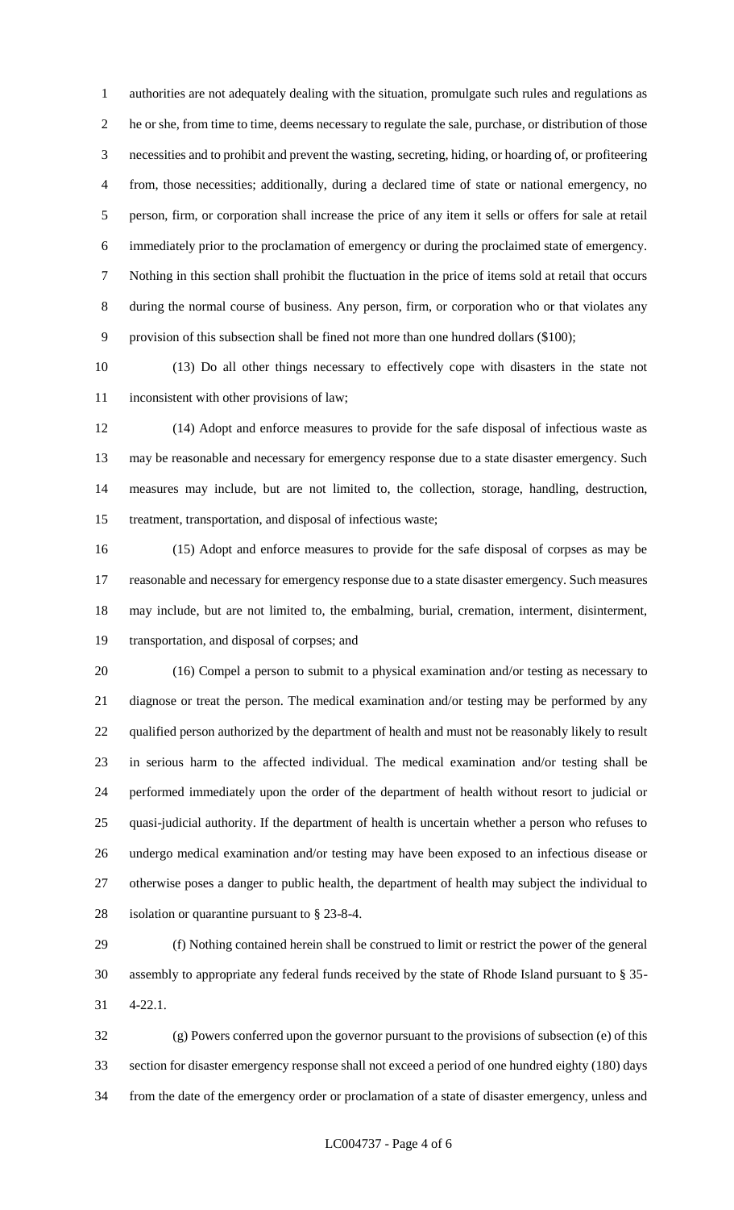authorities are not adequately dealing with the situation, promulgate such rules and regulations as he or she, from time to time, deems necessary to regulate the sale, purchase, or distribution of those necessities and to prohibit and prevent the wasting, secreting, hiding, or hoarding of, or profiteering from, those necessities; additionally, during a declared time of state or national emergency, no person, firm, or corporation shall increase the price of any item it sells or offers for sale at retail immediately prior to the proclamation of emergency or during the proclaimed state of emergency. Nothing in this section shall prohibit the fluctuation in the price of items sold at retail that occurs during the normal course of business. Any person, firm, or corporation who or that violates any provision of this subsection shall be fined not more than one hundred dollars ($100);

(13) Do all other things necessary to effectively cope with disasters in the state not inconsistent with other provisions of law;

(14) Adopt and enforce measures to provide for the safe disposal of infectious waste as may be reasonable and necessary for emergency response due to a state disaster emergency. Such measures may include, but are not limited to, the collection, storage, handling, destruction, treatment, transportation, and disposal of infectious waste;

(15) Adopt and enforce measures to provide for the safe disposal of corpses as may be reasonable and necessary for emergency response due to a state disaster emergency. Such measures may include, but are not limited to, the embalming, burial, cremation, interment, disinterment, transportation, and disposal of corpses; and

(16) Compel a person to submit to a physical examination and/or testing as necessary to diagnose or treat the person. The medical examination and/or testing may be performed by any qualified person authorized by the department of health and must not be reasonably likely to result in serious harm to the affected individual. The medical examination and/or testing shall be performed immediately upon the order of the department of health without resort to judicial or quasi-judicial authority. If the department of health is uncertain whether a person who refuses to undergo medical examination and/or testing may have been exposed to an infectious disease or otherwise poses a danger to public health, the department of health may subject the individual to isolation or quarantine pursuant to § 23-8-4.

(f) Nothing contained herein shall be construed to limit or restrict the power of the general assembly to appropriate any federal funds received by the state of Rhode Island pursuant to § 35-4-22.1.

(g) Powers conferred upon the governor pursuant to the provisions of subsection (e) of this section for disaster emergency response shall not exceed a period of one hundred eighty (180) days from the date of the emergency order or proclamation of a state of disaster emergency, unless and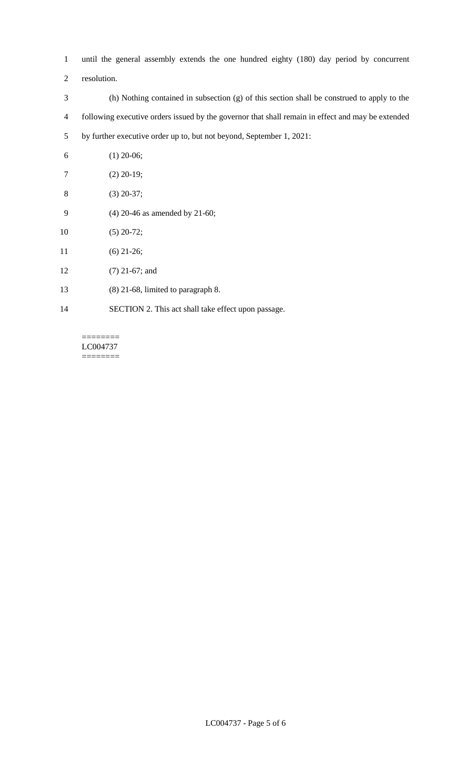until the general assembly extends the one hundred eighty (180) day period by concurrent resolution.

(h) Nothing contained in subsection (g) of this section shall be construed to apply to the following executive orders issued by the governor that shall remain in effect and may be extended by further executive order up to, but not beyond, September 1, 2021:

(1) 20-06;

(2) 20-19;

(3) 20-37;

(4) 20-46 as amended by 21-60;

(5) 20-72;

(6) 21-26;

(7) 21-67; and

(8) 21-68, limited to paragraph 8.

SECTION 2. This act shall take effect upon passage.

========
LC004737
========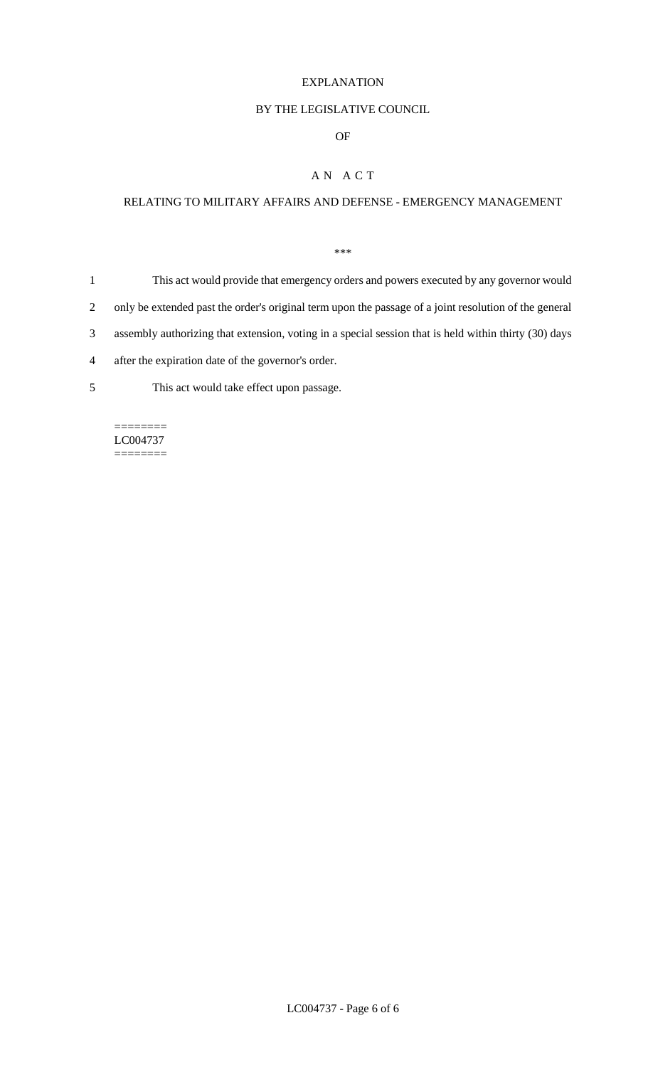EXPLANATION

BY THE LEGISLATIVE COUNCIL

OF

A N A C T

RELATING TO MILITARY AFFAIRS AND DEFENSE - EMERGENCY MANAGEMENT

\*\*\*

This act would provide that emergency orders and powers executed by any governor would only be extended past the order's original term upon the passage of a joint resolution of the general assembly authorizing that extension, voting in a special session that is held within thirty (30) days after the expiration date of the governor's order.

This act would take effect upon passage.

========
LC004737
========